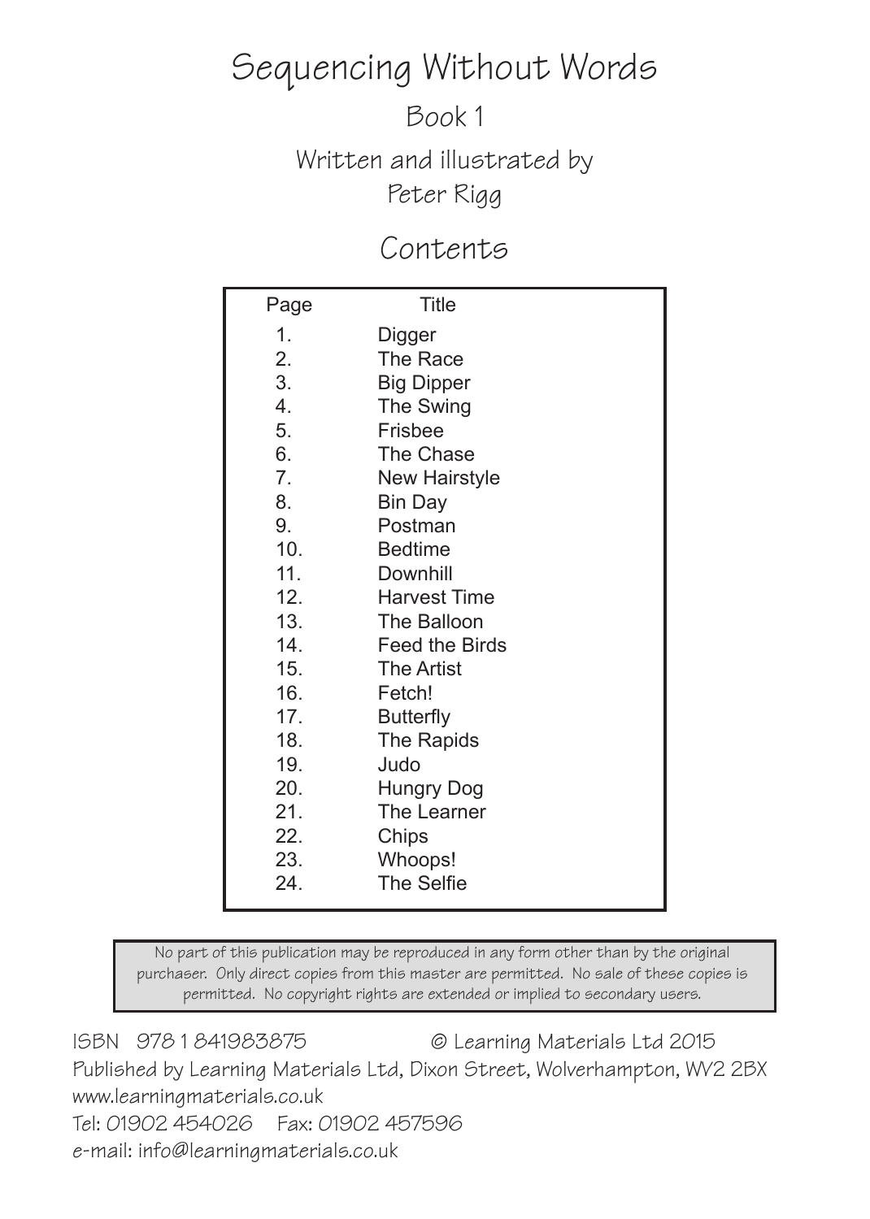# Sequencing Without Words

## Book 1

Written and illustrated by
Peter Rigg

## Contents

| Page | Title |
| --- | --- |
| 1. | Digger |
| 2. | The Race |
| 3. | Big Dipper |
| 4. | The Swing |
| 5. | Frisbee |
| 6. | The Chase |
| 7. | New Hairstyle |
| 8. | Bin Day |
| 9. | Postman |
| 10. | Bedtime |
| 11. | Downhill |
| 12. | Harvest Time |
| 13. | The Balloon |
| 14. | Feed the Birds |
| 15. | The Artist |
| 16. | Fetch! |
| 17. | Butterfly |
| 18. | The Rapids |
| 19. | Judo |
| 20. | Hungry Dog |
| 21. | The Learner |
| 22. | Chips |
| 23. | Whoops! |
| 24. | The Selfie |

No part of this publication may be reproduced in any form other than by the original purchaser. Only direct copies from this master are permitted. No sale of these copies is permitted. No copyright rights are extended or implied to secondary users.

ISBN 978 1 841983875 © Learning Materials Ltd 2015
Published by Learning Materials Ltd, Dixon Street, Wolverhampton, WV2 2BX
www.learningmaterials.co.uk
Tel: 01902 454026 Fax: 01902 457596
e-mail: info@learningmaterials.co.uk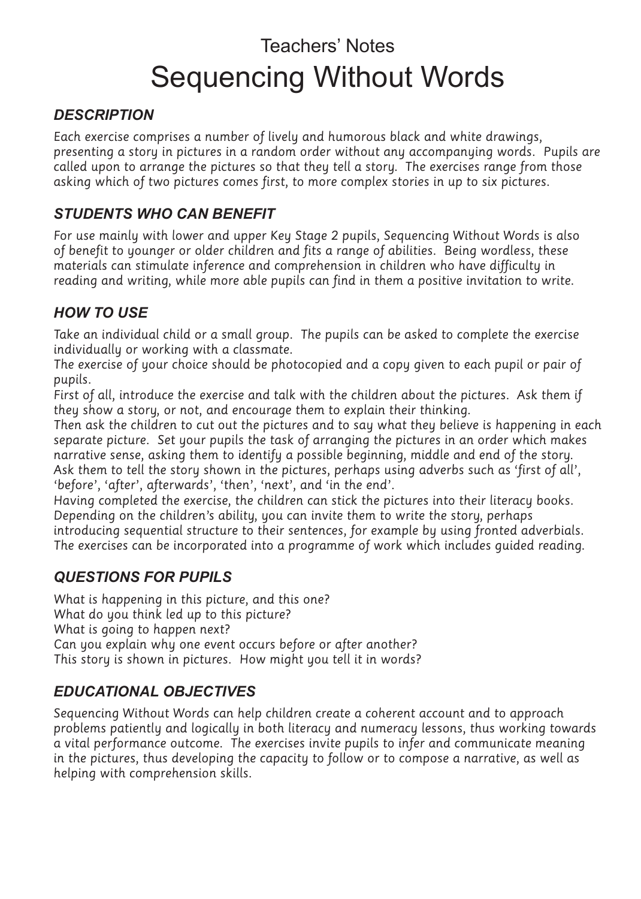Teachers' Notes

# Sequencing Without Words

## *DESCRIPTION*

*Each exercise comprises a number of lively and humorous black and white drawings, presenting a story in pictures in a random order without any accompanying words. Pupils are called upon to arrange the pictures so that they tell a story. The exercises range from those asking which of two pictures comes first, to more complex stories in up to six pictures.*

## *STUDENTS WHO CAN BENEFIT*

*For use mainly with lower and upper Key Stage 2 pupils, Sequencing Without Words is also of benefit to younger or older children and fits a range of abilities. Being wordless, these materials can stimulate inference and comprehension in children who have difficulty in reading and writing, while more able pupils can find in them a positive invitation to write.*

## *HOW TO USE*

*Take an individual child or a small group. The pupils can be asked to complete the exercise individually or working with a classmate.*
*The exercise of your choice should be photocopied and a copy given to each pupil or pair of pupils.*
*First of all, introduce the exercise and talk with the children about the pictures. Ask them if they show a story, or not, and encourage them to explain their thinking.*
*Then ask the children to cut out the pictures and to say what they believe is happening in each separate picture. Set your pupils the task of arranging the pictures in an order which makes narrative sense, asking them to identify a possible beginning, middle and end of the story.*
*Ask them to tell the story shown in the pictures, perhaps using adverbs such as 'first of all', 'before', 'after', afterwards', 'then', 'next', and 'in the end'.*
*Having completed the exercise, the children can stick the pictures into their literacy books.*
*Depending on the children's ability, you can invite them to write the story, perhaps introducing sequential structure to their sentences, for example by using fronted adverbials.*
*The exercises can be incorporated into a programme of work which includes guided reading.*

## *QUESTIONS FOR PUPILS*

*What is happening in this picture, and this one?*
*What do you think led up to this picture?*
*What is going to happen next?*
*Can you explain why one event occurs before or after another?*
*This story is shown in pictures. How might you tell it in words?*

## *EDUCATIONAL OBJECTIVES*

*Sequencing Without Words can help children create a coherent account and to approach problems patiently and logically in both literacy and numeracy lessons, thus working towards a vital performance outcome. The exercises invite pupils to infer and communicate meaning in the pictures, thus developing the capacity to follow or to compose a narrative, as well as helping with comprehension skills.*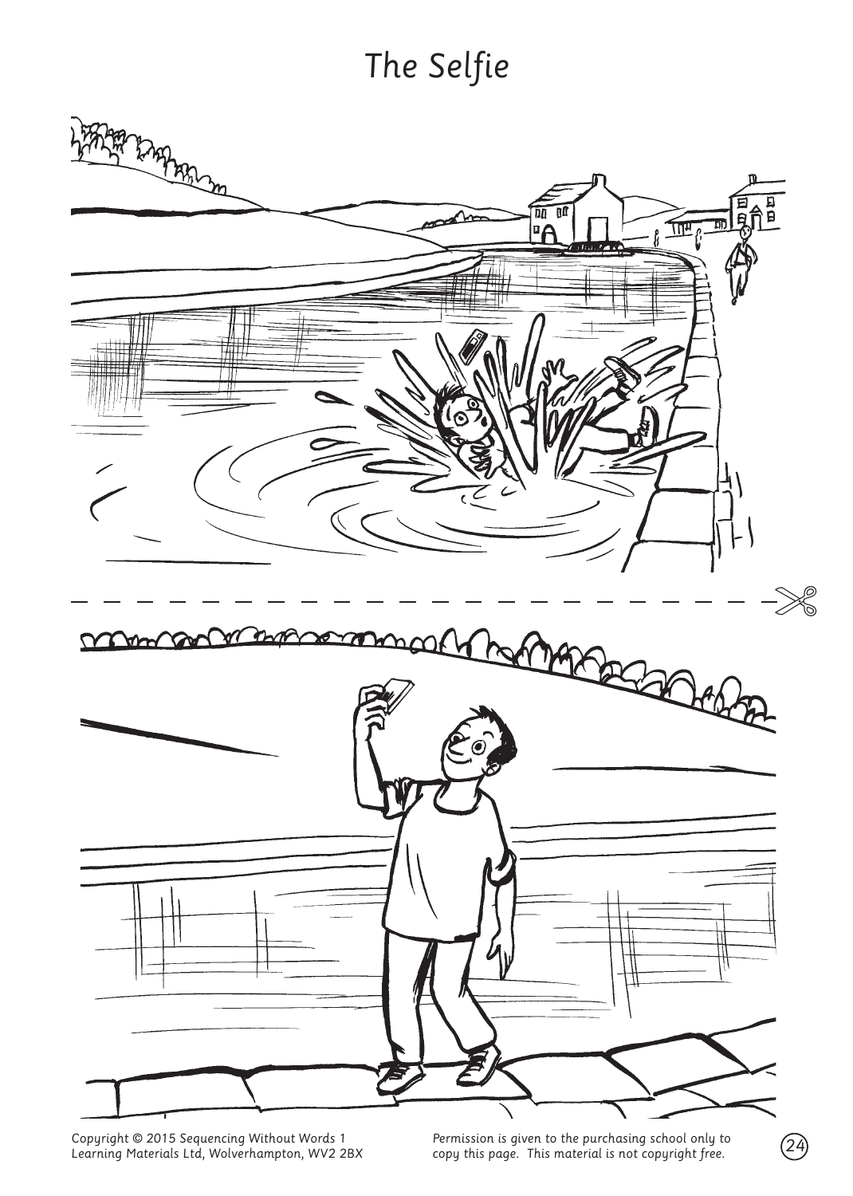# The Selfie

Copyright © 2015 Sequencing Without Words 1
Learning Materials Ltd, Wolverhampton, WV2 2BX

Permission is given to the purchasing school only to copy this page. This material is not copyright free.